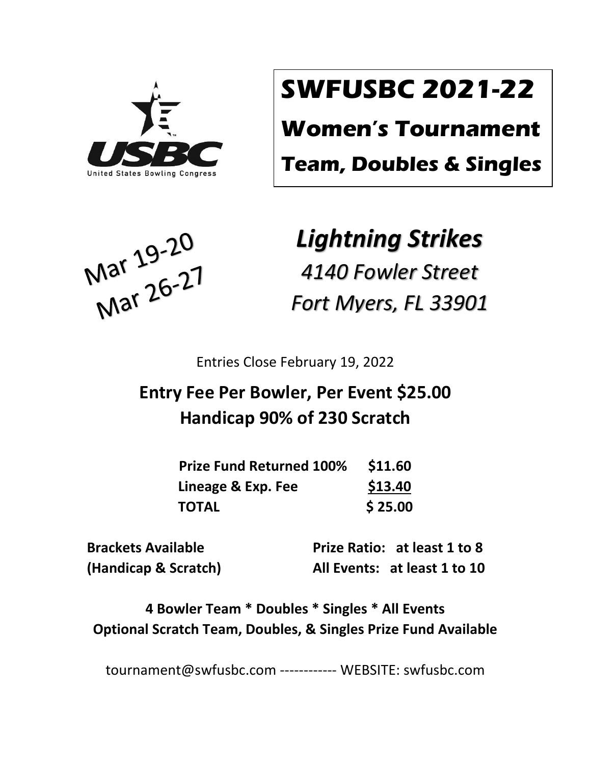United States Bowling Congress

# SWFUSBC 2021-22

## Women's Tournament

## Team, Doubles & Singles

Mar 19-20
Mar 26-27

## *Lightning Strikes*

*4140 Fowler Street*
*Fort Myers, FL 33901*

Entries Close February 19, 2022

**Entry Fee Per Bowler, Per Event $25.00**
**Handicap 90% of 230 Scratch**

| | |
|---|---|
| **Prize Fund Returned 100%** | **$11.60** |
| **Lineage & Exp. Fee** | **$13.40** |
| **TOTAL** | **$ 25.00** |

**Brackets Available (Handicap & Scratch)**

**Prize Ratio: at least 1 to 8**
**All Events: at least 1 to 10**

**4 Bowler Team * Doubles * Singles * All Events**
**Optional Scratch Team, Doubles, & Singles Prize Fund Available**

tournament@swfusbc.com ------------ WEBSITE: swfusbc.com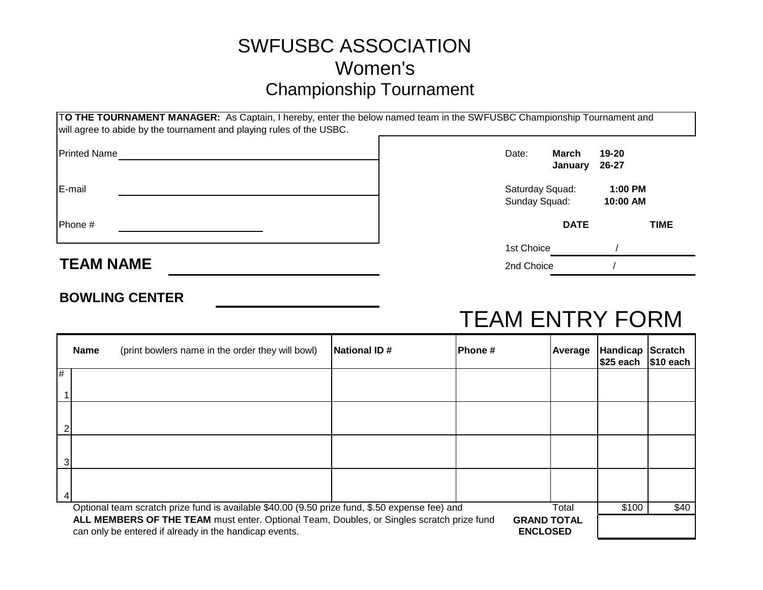# SWFUSBC ASSOCIATION
## Women's
## Championship Tournament

**TO THE TOURNAMENT MANAGER:** As Captain, I hereby, enter the below named team in the SWFUSBC Championship Tournament and will agree to abide by the tournament and playing rules of the USBC.

Printed Name ______________________

E-mail ______________________

Phone # ______________________

Date: **March 19-20**
**January 26-27**

Saturday Squad: **1:00 PM**
Sunday Squad: **10:00 AM**

| | DATE | TIME |
|---|---|---|
| 1st Choice | / | |
| 2nd Choice | / | |

**TEAM NAME** ______________________

**BOWLING CENTER** ______________________

# TEAM ENTRY FORM

| # | **Name** (print bowlers name in the order they will bowl) | **National ID #** | **Phone #** | **Average** | **Handicap $25 each** | **Scratch $10 each** |
|---|---|---|---|---|---|---|
| 1 | | | | | | |
| 2 | | | | | | |
| 3 | | | | | | |
| 4 | | | | | | |
| | | | | Total | $100 | $40 |
| | | | | **GRAND TOTAL ENCLOSED** | | |

Optional team scratch prize fund is available $40.00 (9.50 prize fund, $.50 expense fee) and **ALL MEMBERS OF THE TEAM** must enter. Optional Team, Doubles, or Singles scratch prize fund can only be entered if already in the handicap events.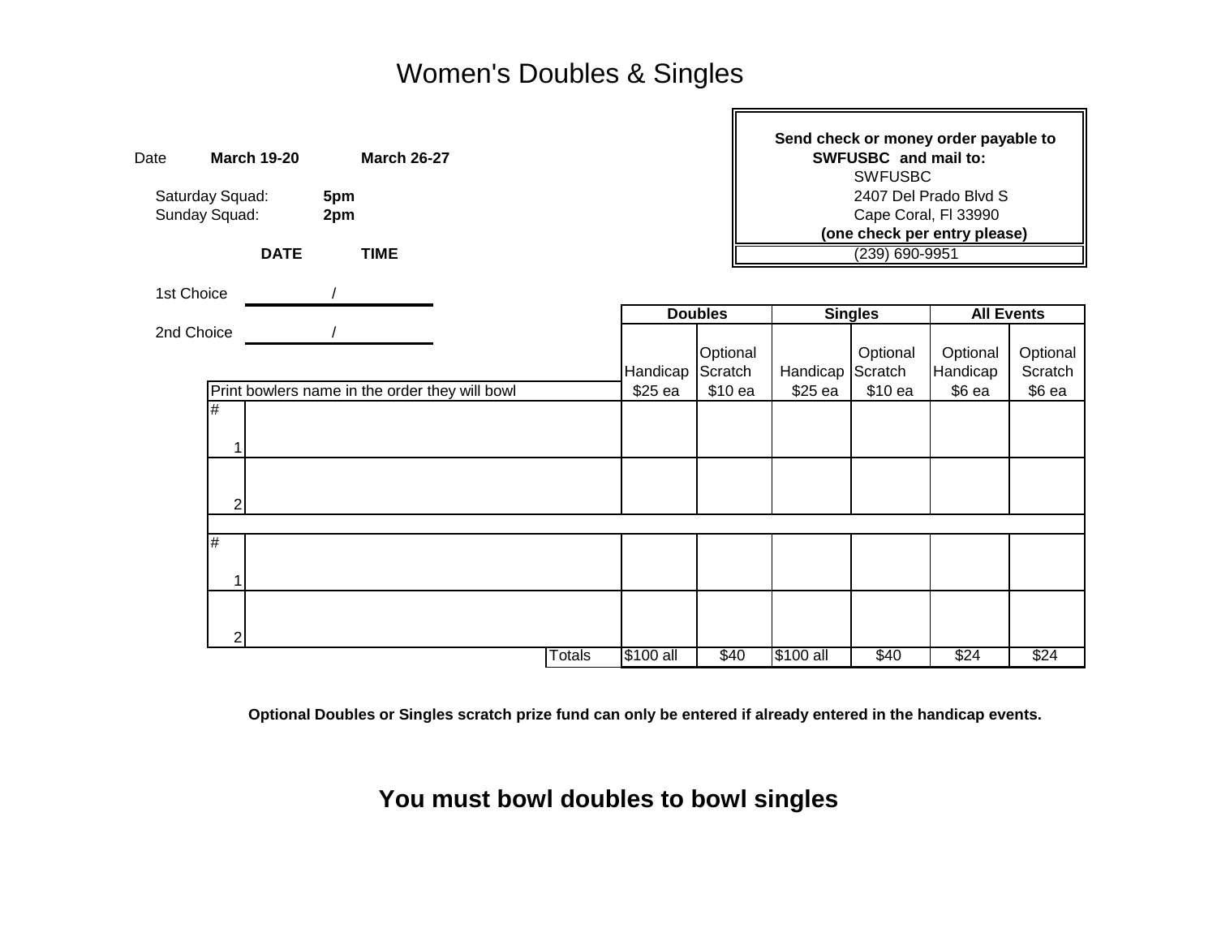# Women's Doubles & Singles

Date **March 19-20** **March 26-27**

Saturday Squad: **5pm**
Sunday Squad: **2pm**

**Send check or money order payable to SWFUSBC and mail to:**
SWFUSBC
2407 Del Prado Blvd S
Cape Coral, Fl 33990
**(one check per entry please)**
(239) 690-9951

| | **DATE** | **TIME** |
|---|---|---|
| 1st Choice | / | |
| 2nd Choice | / | |

| # | Print bowlers name in the order they will bowl | **Doubles** | | **Singles** | | **All Events** | |
|---|---|---|---|---|---|---|---|
| | | Handicap $25 ea | Optional Scratch $10 ea | Handicap $25 ea | Optional Scratch $10 ea | Optional Handicap $6 ea | Optional Scratch $6 ea |
| 1 | | | | | | | |
| 2 | | | | | | | |
| | | | | | | | |
| 1 | | | | | | | |
| 2 | | | | | | | |
| | Totals | $100 all | $40 | $100 all | $40 | $24 | $24 |

**Optional Doubles or Singles scratch prize fund can only be entered if already entered in the handicap events.**

## You must bowl doubles to bowl singles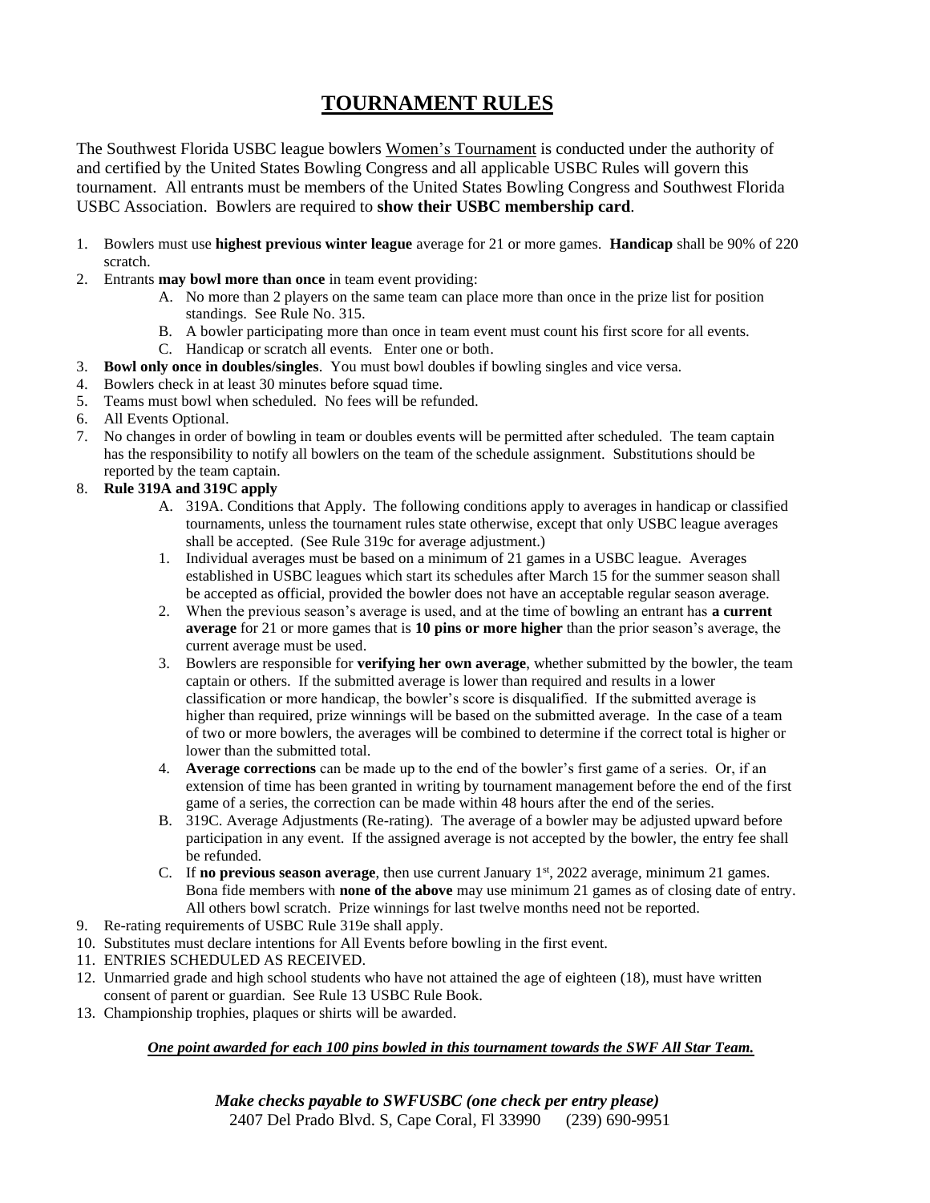# TOURNAMENT RULES

The Southwest Florida USBC league bowlers Women's Tournament is conducted under the authority of and certified by the United States Bowling Congress and all applicable USBC Rules will govern this tournament. All entrants must be members of the United States Bowling Congress and Southwest Florida USBC Association. Bowlers are required to **show their USBC membership card**.

1. Bowlers must use **highest previous winter league** average for 21 or more games. **Handicap** shall be 90% of 220 scratch.
2. Entrants **may bowl more than once** in team event providing:
   - A. No more than 2 players on the same team can place more than once in the prize list for position standings. See Rule No. 315.
   - B. A bowler participating more than once in team event must count his first score for all events.
   - C. Handicap or scratch all events. Enter one or both.
3. **Bowl only once in doubles/singles**. You must bowl doubles if bowling singles and vice versa.
4. Bowlers check in at least 30 minutes before squad time.
5. Teams must bowl when scheduled. No fees will be refunded.
6. All Events Optional.
7. No changes in order of bowling in team or doubles events will be permitted after scheduled. The team captain has the responsibility to notify all bowlers on the team of the schedule assignment. Substitutions should be reported by the team captain.
8. **Rule 319A and 319C apply**
   - A. 319A. Conditions that Apply. The following conditions apply to averages in handicap or classified tournaments, unless the tournament rules state otherwise, except that only USBC league averages shall be accepted. (See Rule 319c for average adjustment.)
   - 1. Individual averages must be based on a minimum of 21 games in a USBC league. Averages established in USBC leagues which start its schedules after March 15 for the summer season shall be accepted as official, provided the bowler does not have an acceptable regular season average.
   - 2. When the previous season's average is used, and at the time of bowling an entrant has **a current average** for 21 or more games that is **10 pins or more higher** than the prior season's average, the current average must be used.
   - 3. Bowlers are responsible for **verifying her own average**, whether submitted by the bowler, the team captain or others. If the submitted average is lower than required and results in a lower classification or more handicap, the bowler's score is disqualified. If the submitted average is higher than required, prize winnings will be based on the submitted average. In the case of a team of two or more bowlers, the averages will be combined to determine if the correct total is higher or lower than the submitted total.
   - 4. **Average corrections** can be made up to the end of the bowler's first game of a series. Or, if an extension of time has been granted in writing by tournament management before the end of the first game of a series, the correction can be made within 48 hours after the end of the series.
   - B. 319C. Average Adjustments (Re-rating). The average of a bowler may be adjusted upward before participation in any event. If the assigned average is not accepted by the bowler, the entry fee shall be refunded.
   - C. If **no previous season average**, then use current January 1st, 2022 average, minimum 21 games. Bona fide members with **none of the above** may use minimum 21 games as of closing date of entry. All others bowl scratch. Prize winnings for last twelve months need not be reported.
9. Re-rating requirements of USBC Rule 319e shall apply.
10. Substitutes must declare intentions for All Events before bowling in the first event.
11. ENTRIES SCHEDULED AS RECEIVED.
12. Unmarried grade and high school students who have not attained the age of eighteen (18), must have written consent of parent or guardian. See Rule 13 USBC Rule Book.
13. Championship trophies, plaques or shirts will be awarded.

***One point awarded for each 100 pins bowled in this tournament towards the SWF All Star Team.***

***Make checks payable to SWFUSBC (one check per entry please)***
2407 Del Prado Blvd. S, Cape Coral, Fl 33990 (239) 690-9951